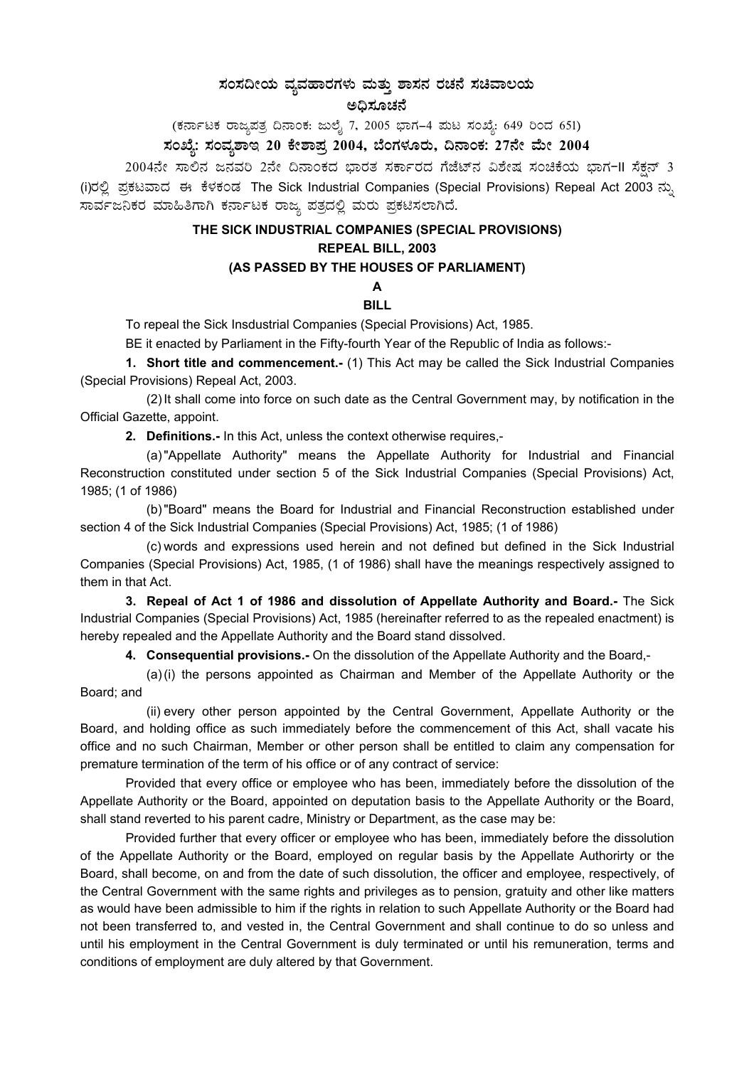# ಸಂಸದೀಯ ವ್ಯವಹಾರಗಳು ಮತ್ತು ಶಾಸನ ರಚನೆ ಸಚಿವಾಲಯ

## ಅಧಿಸೂಚನೆ

(ಕರ್ನಾಟಕ ರಾಜ್ಯಪತ್ರ ದಿನಾಂಕ: ಜುಲೈ 7, 2005 ಭಾಗ–4 ಪುಟ ಸಂಖ್ಯೆ: 649 ರಿಂದ 651)

**ಸಂಖ್ಯೆ: ಸಂವ್ಯಶಾಇ 20 ಕೇಶಾಪ್ರ 2004, ಬೆಂಗಳೂರು, ದಿನಾಂಕ: 27ನೇ ಮೇ 2004**

2004ನೇ ಸಾಲಿನ ಜನವರಿ 2ನೇ ದಿನಾಂಕದ ಭಾರತ ಸರ್ಕಾರದ ಗೆಜೆಟ್‌ನ ವಿಶೇಷ ಸಂಚಿಕೆಯ ಭಾಗ-II ಸೆಕ್ಷನ್ 3 (i)ರಲ್ಲಿ ಪ್ರಕಟವಾದ ಈ ಕೆಳಕಂಡ The Sick Industrial Companies (Special Provisions) Repeal Act 2003 ನ್ನು ಸಾರ್ವಜನಿಕರ ಮಾಹಿತಿಗಾಗಿ ಕರ್ನಾಟಕ ರಾಜ್ಯ ಪತ್ರದಲ್ಲಿ ಮರು ಪ್ರಕಟಿಸಲಾಗಿದೆ.

**THE SICK INDUSTRIAL COMPANIES (SPECIAL PROVISIONS) REPEAL BILL, 2003**

**(AS PASSED BY THE HOUSES OF PARLIAMENT)**

**A**

**BILL**

To repeal the Sick Insdustrial Companies (Special Provisions) Act, 1985.

BE it enacted by Parliament in the Fifty-fourth Year of the Republic of India as follows:-

**1. Short title and commencement.-** (1) This Act may be called the Sick Industrial Companies (Special Provisions) Repeal Act, 2003.

(2) It shall come into force on such date as the Central Government may, by notification in the Official Gazette, appoint.

**2. Definitions.-** In this Act, unless the context otherwise requires,-

(a) "Appellate Authority" means the Appellate Authority for Industrial and Financial Reconstruction constituted under section 5 of the Sick Industrial Companies (Special Provisions) Act, 1985; (1 of 1986)

(b) "Board" means the Board for Industrial and Financial Reconstruction established under section 4 of the Sick Industrial Companies (Special Provisions) Act, 1985; (1 of 1986)

(c) words and expressions used herein and not defined but defined in the Sick Industrial Companies (Special Provisions) Act, 1985, (1 of 1986) shall have the meanings respectively assigned to them in that Act.

**3. Repeal of Act 1 of 1986 and dissolution of Appellate Authority and Board.-** The Sick Industrial Companies (Special Provisions) Act, 1985 (hereinafter referred to as the repealed enactment) is hereby repealed and the Appellate Authority and the Board stand dissolved.

**4. Consequential provisions.-** On the dissolution of the Appellate Authority and the Board,-

(a) (i) the persons appointed as Chairman and Member of the Appellate Authority or the Board; and

(ii) every other person appointed by the Central Government, Appellate Authority or the Board, and holding office as such immediately before the commencement of this Act, shall vacate his office and no such Chairman, Member or other person shall be entitled to claim any compensation for premature termination of the term of his office or of any contract of service:

Provided that every office or employee who has been, immediately before the dissolution of the Appellate Authority or the Board, appointed on deputation basis to the Appellate Authority or the Board, shall stand reverted to his parent cadre, Ministry or Department, as the case may be:

Provided further that every officer or employee who has been, immediately before the dissolution of the Appellate Authority or the Board, employed on regular basis by the Appellate Authorirty or the Board, shall become, on and from the date of such dissolution, the officer and employee, respectively, of the Central Government with the same rights and privileges as to pension, gratuity and other like matters as would have been admissible to him if the rights in relation to such Appellate Authority or the Board had not been transferred to, and vested in, the Central Government and shall continue to do so unless and until his employment in the Central Government is duly terminated or until his remuneration, terms and conditions of employment are duly altered by that Government.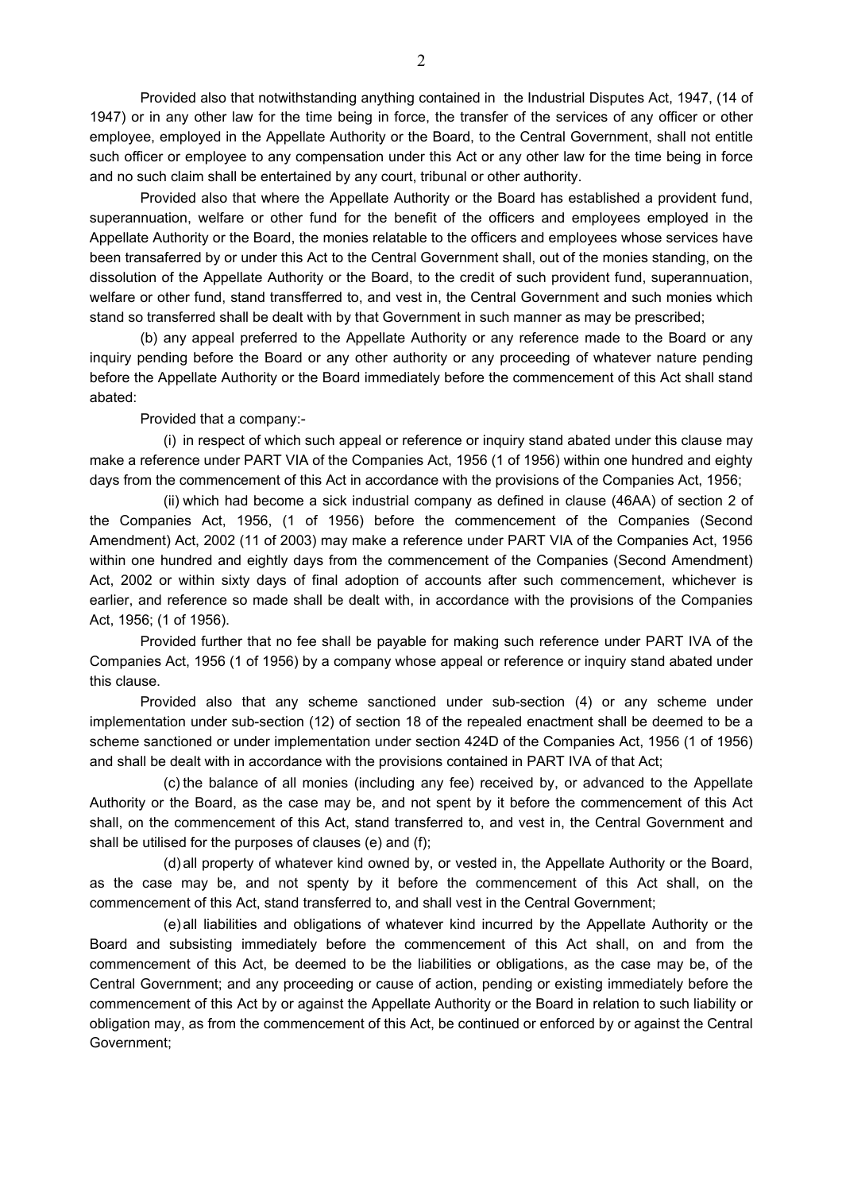Provided also that notwithstanding anything contained in the Industrial Disputes Act, 1947, (14 of 1947) or in any other law for the time being in force, the transfer of the services of any officer or other employee, employed in the Appellate Authority or the Board, to the Central Government, shall not entitle such officer or employee to any compensation under this Act or any other law for the time being in force and no such claim shall be entertained by any court, tribunal or other authority.

Provided also that where the Appellate Authority or the Board has established a provident fund, superannuation, welfare or other fund for the benefit of the officers and employees employed in the Appellate Authority or the Board, the monies relatable to the officers and employees whose services have been transaferred by or under this Act to the Central Government shall, out of the monies standing, on the dissolution of the Appellate Authority or the Board, to the credit of such provident fund, superannuation, welfare or other fund, stand transfferred to, and vest in, the Central Government and such monies which stand so transferred shall be dealt with by that Government in such manner as may be prescribed;

(b) any appeal preferred to the Appellate Authority or any reference made to the Board or any inquiry pending before the Board or any other authority or any proceeding of whatever nature pending before the Appellate Authority or the Board immediately before the commencement of this Act shall stand abated:

Provided that a company:-

(i) in respect of which such appeal or reference or inquiry stand abated under this clause may make a reference under PART VIA of the Companies Act, 1956 (1 of 1956) within one hundred and eighty days from the commencement of this Act in accordance with the provisions of the Companies Act, 1956;

(ii) which had become a sick industrial company as defined in clause (46AA) of section 2 of the Companies Act, 1956, (1 of 1956) before the commencement of the Companies (Second Amendment) Act, 2002 (11 of 2003) may make a reference under PART VIA of the Companies Act, 1956 within one hundred and eightly days from the commencement of the Companies (Second Amendment) Act, 2002 or within sixty days of final adoption of accounts after such commencement, whichever is earlier, and reference so made shall be dealt with, in accordance with the provisions of the Companies Act, 1956; (1 of 1956).

Provided further that no fee shall be payable for making such reference under PART IVA of the Companies Act, 1956 (1 of 1956) by a company whose appeal or reference or inquiry stand abated under this clause.

Provided also that any scheme sanctioned under sub-section (4) or any scheme under implementation under sub-section (12) of section 18 of the repealed enactment shall be deemed to be a scheme sanctioned or under implementation under section 424D of the Companies Act, 1956 (1 of 1956) and shall be dealt with in accordance with the provisions contained in PART IVA of that Act;

(c) the balance of all monies (including any fee) received by, or advanced to the Appellate Authority or the Board, as the case may be, and not spent by it before the commencement of this Act shall, on the commencement of this Act, stand transferred to, and vest in, the Central Government and shall be utilised for the purposes of clauses (e) and (f);

(d) all property of whatever kind owned by, or vested in, the Appellate Authority or the Board, as the case may be, and not spenty by it before the commencement of this Act shall, on the commencement of this Act, stand transferred to, and shall vest in the Central Government;

(e) all liabilities and obligations of whatever kind incurred by the Appellate Authority or the Board and subsisting immediately before the commencement of this Act shall, on and from the commencement of this Act, be deemed to be the liabilities or obligations, as the case may be, of the Central Government; and any proceeding or cause of action, pending or existing immediately before the commencement of this Act by or against the Appellate Authority or the Board in relation to such liability or obligation may, as from the commencement of this Act, be continued or enforced by or against the Central Government;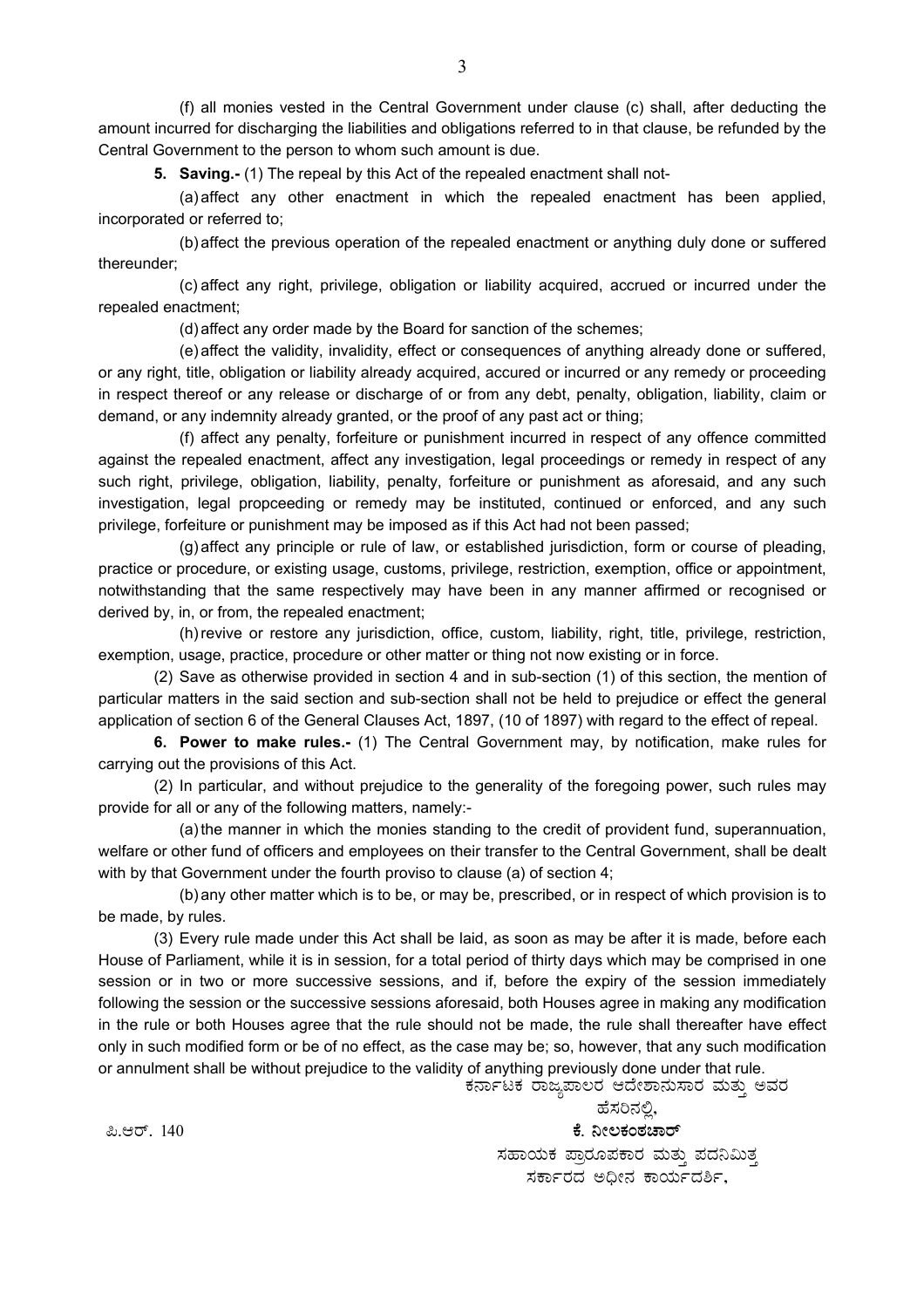(f) all monies vested in the Central Government under clause (c) shall, after deducting the amount incurred for discharging the liabilities and obligations referred to in that clause, be refunded by the Central Government to the person to whom such amount is due.

**5. Saving.-** (1) The repeal by this Act of the repealed enactment shall not-

(a) affect any other enactment in which the repealed enactment has been applied, incorporated or referred to;

(b) affect the previous operation of the repealed enactment or anything duly done or suffered thereunder;

(c) affect any right, privilege, obligation or liability acquired, accrued or incurred under the repealed enactment;

(d) affect any order made by the Board for sanction of the schemes;

(e) affect the validity, invalidity, effect or consequences of anything already done or suffered, or any right, title, obligation or liability already acquired, accured or incurred or any remedy or proceeding in respect thereof or any release or discharge of or from any debt, penalty, obligation, liability, claim or demand, or any indemnity already granted, or the proof of any past act or thing;

(f) affect any penalty, forfeiture or punishment incurred in respect of any offence committed against the repealed enactment, affect any investigation, legal proceedings or remedy in respect of any such right, privilege, obligation, liability, penalty, forfeiture or punishment as aforesaid, and any such investigation, legal propceeding or remedy may be instituted, continued or enforced, and any such privilege, forfeiture or punishment may be imposed as if this Act had not been passed;

(g) affect any principle or rule of law, or established jurisdiction, form or course of pleading, practice or procedure, or existing usage, customs, privilege, restriction, exemption, office or appointment, notwithstanding that the same respectively may have been in any manner affirmed or recognised or derived by, in, or from, the repealed enactment;

(h) revive or restore any jurisdiction, office, custom, liability, right, title, privilege, restriction, exemption, usage, practice, procedure or other matter or thing not now existing or in force.

(2) Save as otherwise provided in section 4 and in sub-section (1) of this section, the mention of particular matters in the said section and sub-section shall not be held to prejudice or effect the general application of section 6 of the General Clauses Act, 1897, (10 of 1897) with regard to the effect of repeal.

**6. Power to make rules.-** (1) The Central Government may, by notification, make rules for carrying out the provisions of this Act.

(2) In particular, and without prejudice to the generality of the foregoing power, such rules may provide for all or any of the following matters, namely:-

(a) the manner in which the monies standing to the credit of provident fund, superannuation, welfare or other fund of officers and employees on their transfer to the Central Government, shall be dealt with by that Government under the fourth proviso to clause (a) of section 4;

(b) any other matter which is to be, or may be, prescribed, or in respect of which provision is to be made, by rules.

(3) Every rule made under this Act shall be laid, as soon as may be after it is made, before each House of Parliament, while it is in session, for a total period of thirty days which may be comprised in one session or in two or more successive sessions, and if, before the expiry of the session immediately following the session or the successive sessions aforesaid, both Houses agree in making any modification in the rule or both Houses agree that the rule should not be made, the rule shall thereafter have effect only in such modified form or be of no effect, as the case may be; so, however, that any such modification or annulment shall be without prejudice to the validity of anything previously done under that rule.

ಕರ್ನಾಟಕ ರಾಜ್ಯಪಾಲರ ಆದೇಶಾನುಸಾರ ಮತ್ತು ಅವರ ಹೆಸರಿನಲ್ಲಿ,

ಪಿ.ಆರ್. 140

**ಕೆ. ನೀಲಕಂಠಚಾರ್**

ಸಹಾಯಕ ಪ್ರಾರೂಪಕಾರ ಮತ್ತು ಪದನಿಮಿತ್ತ ಸರ್ಕಾರದ ಅಧೀನ ಕಾರ್ಯದರ್ಶಿ,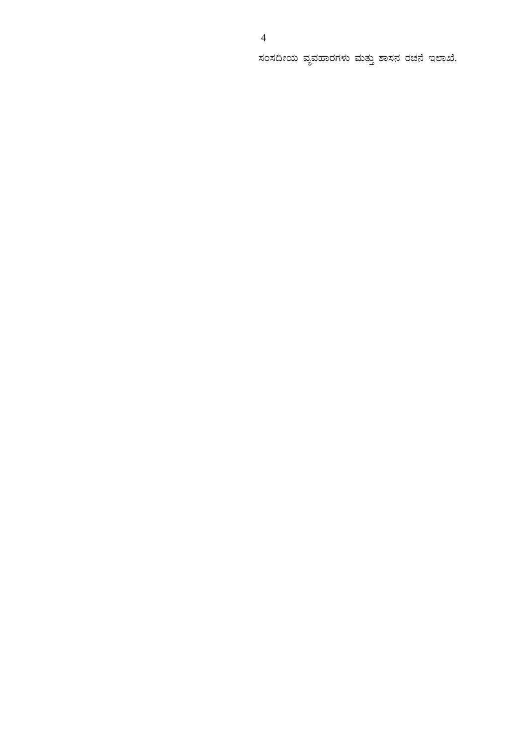ಸಂಸದೀಯ ವ್ಯವಹಾರಗಳು ಮತ್ತು ಶಾಸನ ರಚನೆ ಇಲಾಖೆ.